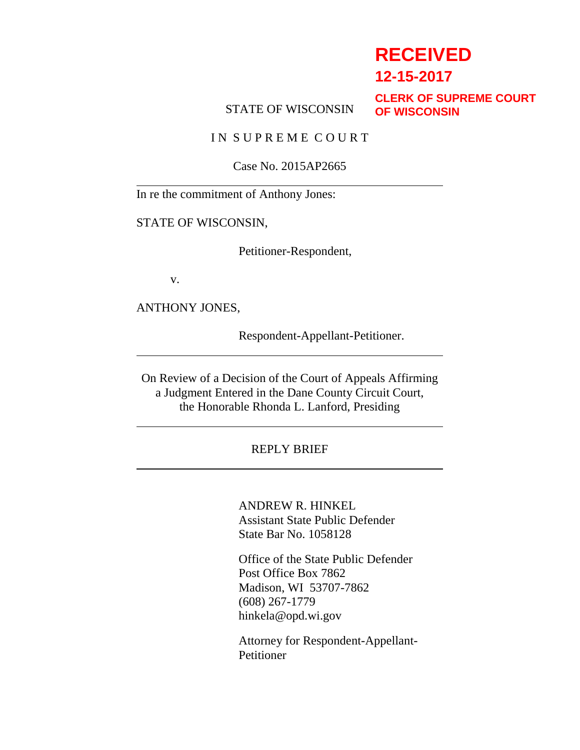**RECEIVED**
**12-15-2017**
**CLERK OF SUPREME COURT OF WISCONSIN**

STATE OF WISCONSIN

I N S U P R E M E C O U R T

Case No. 2015AP2665

---

In re the commitment of Anthony Jones:

STATE OF WISCONSIN,

Petitioner-Respondent,

v.

ANTHONY JONES,

Respondent-Appellant-Petitioner.

---

On Review of a Decision of the Court of Appeals Affirming a Judgment Entered in the Dane County Circuit Court, the Honorable Rhonda L. Lanford, Presiding

---

REPLY BRIEF

---

ANDREW R. HINKEL
Assistant State Public Defender
State Bar No. 1058128

Office of the State Public Defender
Post Office Box 7862
Madison, WI 53707-7862
(608) 267-1779
hinkela@opd.wi.gov

Attorney for Respondent-Appellant-Petitioner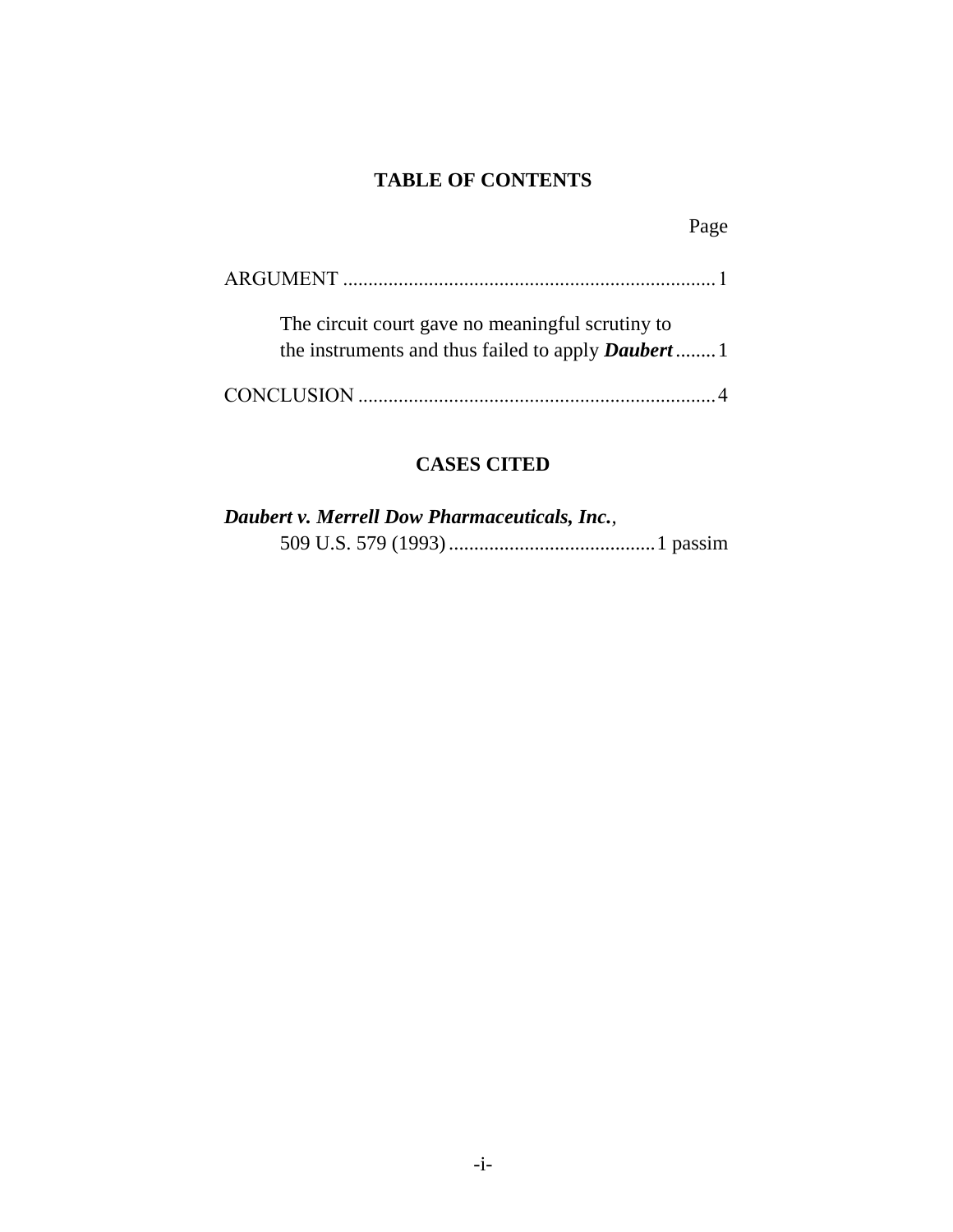## TABLE OF CONTENTS

Page

ARGUMENT .......................................................................... 1

The circuit court gave no meaningful scrutiny to the instruments and thus failed to apply ***Daubert*** ........ 1

CONCLUSION ...................................................................... 4

## CASES CITED

***Daubert v. Merrell Dow Pharmaceuticals, Inc.***, 509 U.S. 579 (1993) ......................................... 1 passim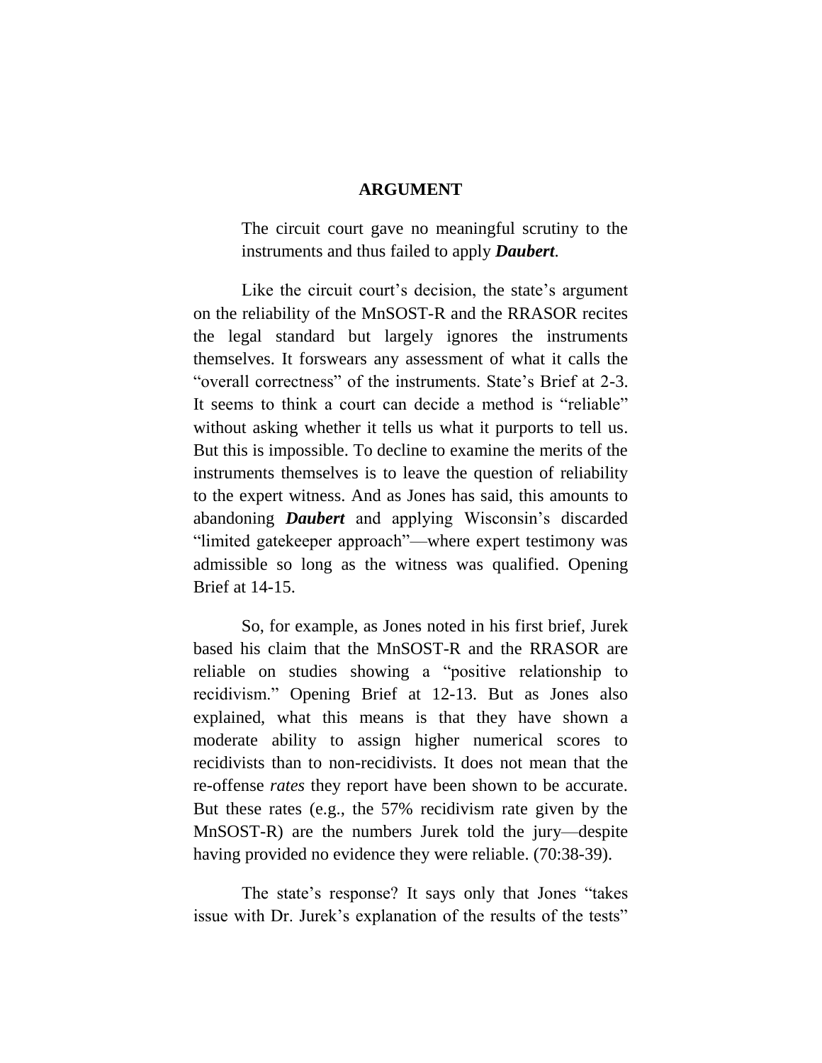## ARGUMENT

> The circuit court gave no meaningful scrutiny to the instruments and thus failed to apply ***Daubert***.

Like the circuit court's decision, the state's argument on the reliability of the MnSOST-R and the RRASOR recites the legal standard but largely ignores the instruments themselves. It forswears any assessment of what it calls the "overall correctness" of the instruments. State's Brief at 2-3. It seems to think a court can decide a method is "reliable" without asking whether it tells us what it purports to tell us. But this is impossible. To decline to examine the merits of the instruments themselves is to leave the question of reliability to the expert witness. And as Jones has said, this amounts to abandoning ***Daubert*** and applying Wisconsin's discarded "limited gatekeeper approach"—where expert testimony was admissible so long as the witness was qualified. Opening Brief at 14-15.

So, for example, as Jones noted in his first brief, Jurek based his claim that the MnSOST-R and the RRASOR are reliable on studies showing a "positive relationship to recidivism." Opening Brief at 12-13. But as Jones also explained, what this means is that they have shown a moderate ability to assign higher numerical scores to recidivists than to non-recidivists. It does not mean that the re-offense *rates* they report have been shown to be accurate. But these rates (e.g., the 57% recidivism rate given by the MnSOST-R) are the numbers Jurek told the jury—despite having provided no evidence they were reliable. (70:38-39).

The state's response? It says only that Jones "takes issue with Dr. Jurek's explanation of the results of the tests"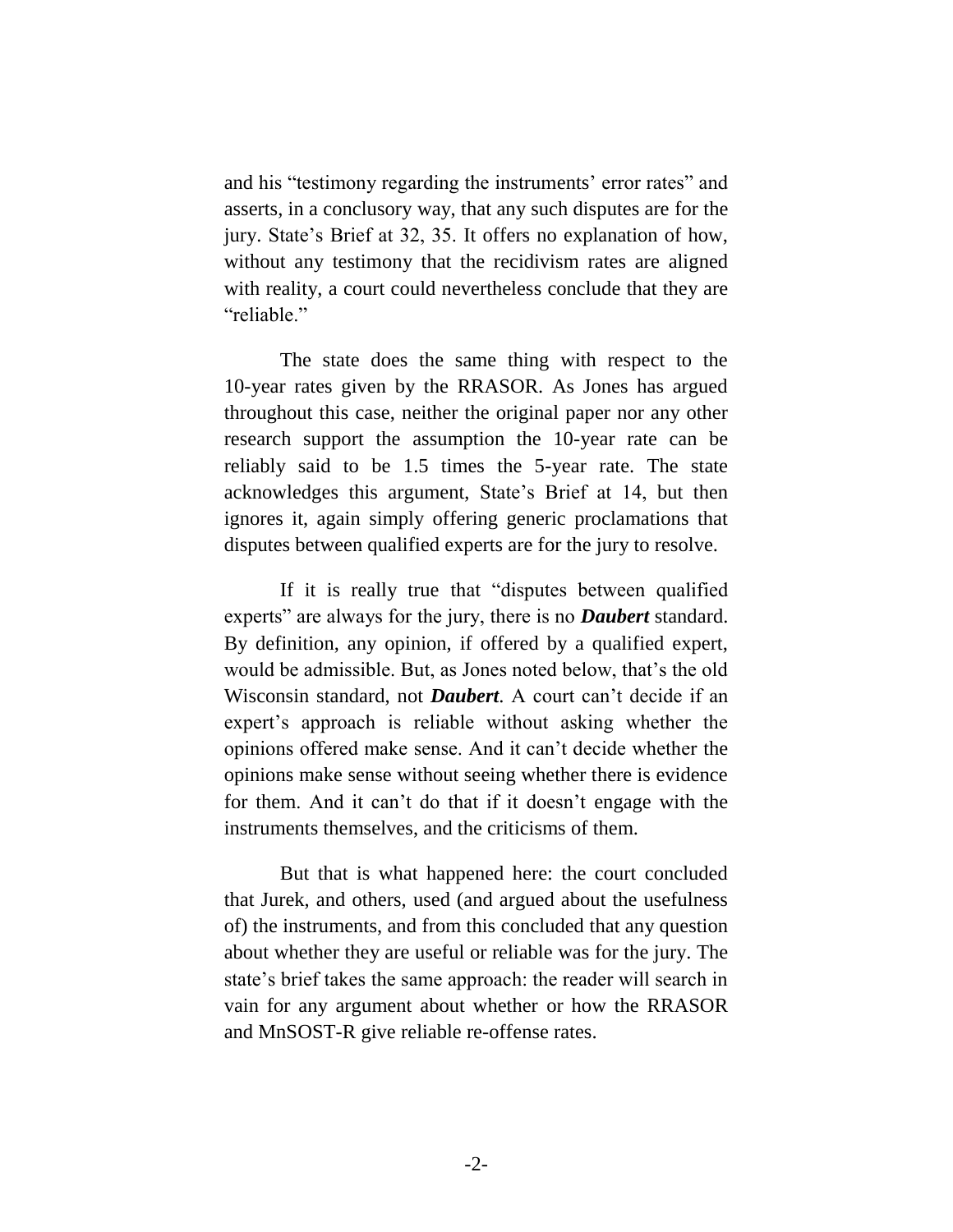and his "testimony regarding the instruments' error rates" and asserts, in a conclusory way, that any such disputes are for the jury. State's Brief at 32, 35. It offers no explanation of how, without any testimony that the recidivism rates are aligned with reality, a court could nevertheless conclude that they are "reliable."

The state does the same thing with respect to the 10-year rates given by the RRASOR. As Jones has argued throughout this case, neither the original paper nor any other research support the assumption the 10-year rate can be reliably said to be 1.5 times the 5-year rate. The state acknowledges this argument, State's Brief at 14, but then ignores it, again simply offering generic proclamations that disputes between qualified experts are for the jury to resolve.

If it is really true that "disputes between qualified experts" are always for the jury, there is no ***Daubert*** standard. By definition, any opinion, if offered by a qualified expert, would be admissible. But, as Jones noted below, that's the old Wisconsin standard, not ***Daubert***. A court can't decide if an expert's approach is reliable without asking whether the opinions offered make sense. And it can't decide whether the opinions make sense without seeing whether there is evidence for them. And it can't do that if it doesn't engage with the instruments themselves, and the criticisms of them.

But that is what happened here: the court concluded that Jurek, and others, used (and argued about the usefulness of) the instruments, and from this concluded that any question about whether they are useful or reliable was for the jury. The state's brief takes the same approach: the reader will search in vain for any argument about whether or how the RRASOR and MnSOST-R give reliable re-offense rates.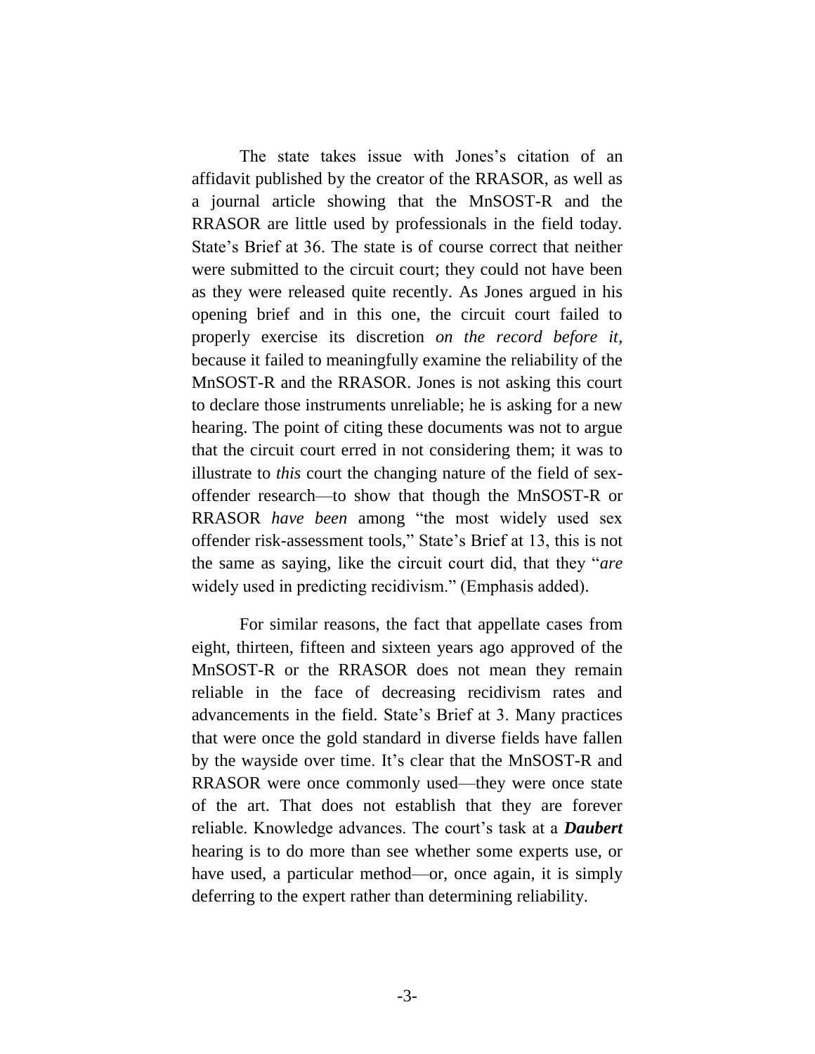The state takes issue with Jones's citation of an affidavit published by the creator of the RRASOR, as well as a journal article showing that the MnSOST-R and the RRASOR are little used by professionals in the field today. State's Brief at 36. The state is of course correct that neither were submitted to the circuit court; they could not have been as they were released quite recently. As Jones argued in his opening brief and in this one, the circuit court failed to properly exercise its discretion *on the record before it*, because it failed to meaningfully examine the reliability of the MnSOST-R and the RRASOR. Jones is not asking this court to declare those instruments unreliable; he is asking for a new hearing. The point of citing these documents was not to argue that the circuit court erred in not considering them; it was to illustrate to *this* court the changing nature of the field of sex-offender research—to show that though the MnSOST-R or RRASOR *have been* among "the most widely used sex offender risk-assessment tools," State's Brief at 13, this is not the same as saying, like the circuit court did, that they "*are* widely used in predicting recidivism." (Emphasis added).

For similar reasons, the fact that appellate cases from eight, thirteen, fifteen and sixteen years ago approved of the MnSOST-R or the RRASOR does not mean they remain reliable in the face of decreasing recidivism rates and advancements in the field. State's Brief at 3. Many practices that were once the gold standard in diverse fields have fallen by the wayside over time. It's clear that the MnSOST-R and RRASOR were once commonly used—they were once state of the art. That does not establish that they are forever reliable. Knowledge advances. The court's task at a ***Daubert*** hearing is to do more than see whether some experts use, or have used, a particular method—or, once again, it is simply deferring to the expert rather than determining reliability.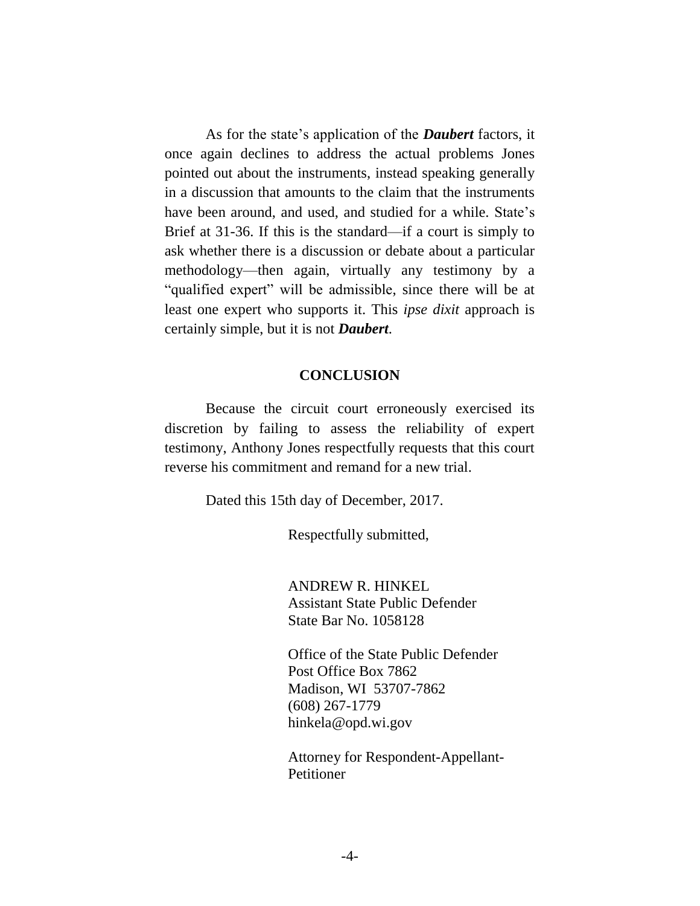As for the state's application of the ***Daubert*** factors, it once again declines to address the actual problems Jones pointed out about the instruments, instead speaking generally in a discussion that amounts to the claim that the instruments have been around, and used, and studied for a while. State's Brief at 31-36. If this is the standard—if a court is simply to ask whether there is a discussion or debate about a particular methodology—then again, virtually any testimony by a "qualified expert" will be admissible, since there will be at least one expert who supports it. This *ipse dixit* approach is certainly simple, but it is not ***Daubert***.

## CONCLUSION

Because the circuit court erroneously exercised its discretion by failing to assess the reliability of expert testimony, Anthony Jones respectfully requests that this court reverse his commitment and remand for a new trial.

Dated this 15th day of December, 2017.

Respectfully submitted,

ANDREW R. HINKEL
Assistant State Public Defender
State Bar No. 1058128

Office of the State Public Defender
Post Office Box 7862
Madison, WI 53707-7862
(608) 267-1779
hinkela@opd.wi.gov

Attorney for Respondent-Appellant-Petitioner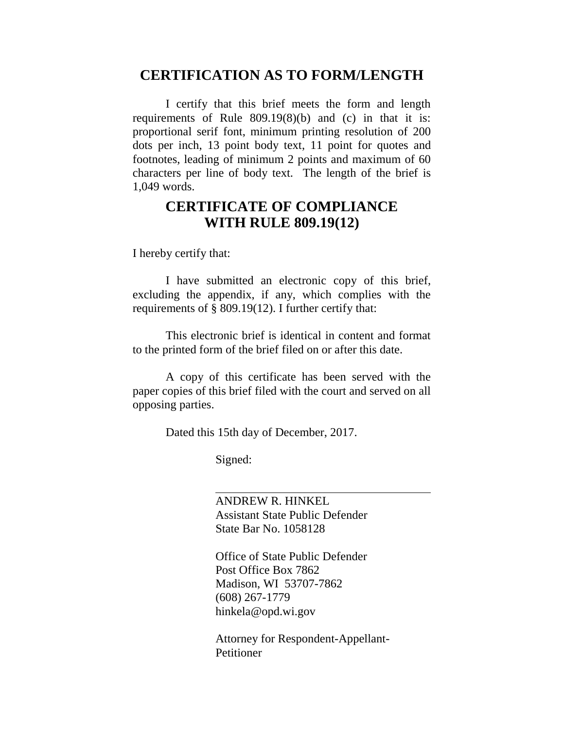## CERTIFICATION AS TO FORM/LENGTH

I certify that this brief meets the form and length requirements of Rule 809.19(8)(b) and (c) in that it is: proportional serif font, minimum printing resolution of 200 dots per inch, 13 point body text, 11 point for quotes and footnotes, leading of minimum 2 points and maximum of 60 characters per line of body text. The length of the brief is 1,049 words.

## CERTIFICATE OF COMPLIANCE WITH RULE 809.19(12)

I hereby certify that:

I have submitted an electronic copy of this brief, excluding the appendix, if any, which complies with the requirements of § 809.19(12). I further certify that:

This electronic brief is identical in content and format to the printed form of the brief filed on or after this date.

A copy of this certificate has been served with the paper copies of this brief filed with the court and served on all opposing parties.

Dated this 15th day of December, 2017.

Signed:

ANDREW R. HINKEL
Assistant State Public Defender
State Bar No. 1058128

Office of State Public Defender
Post Office Box 7862
Madison, WI 53707-7862
(608) 267-1779
hinkela@opd.wi.gov

Attorney for Respondent-Appellant-Petitioner